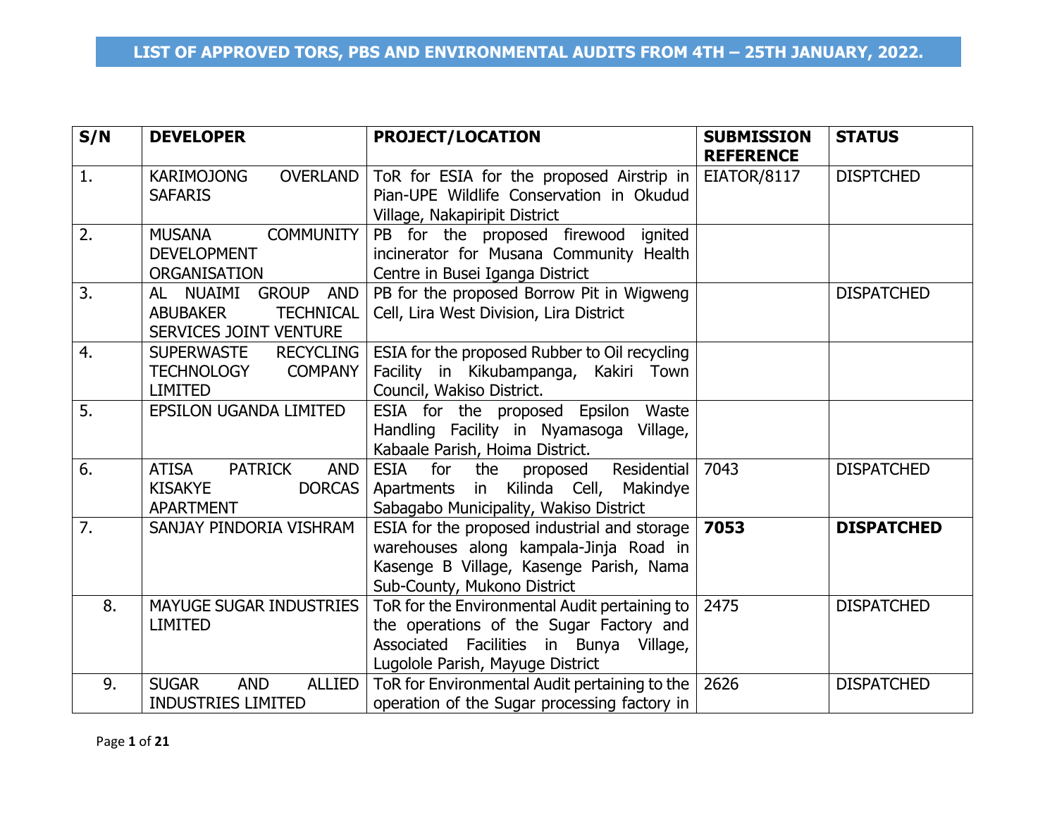# LIST OF APPROVED TORS, PBS AND ENVIRONMENTAL AUDITS FROM 4TH – 25TH JANUARY, 2022.

| S/N | DEVELOPER | PROJECT/LOCATION | SUBMISSION REFERENCE | STATUS |
|---|---|---|---|---|
| 1. | KARIMOJONG OVERLAND SAFARIS | ToR for ESIA for the proposed Airstrip in Pian-UPE Wildlife Conservation in Okudud Village, Nakapiripit District | EIATOR/8117 | DISPTCHED |
| 2. | MUSANA COMMUNITY DEVELOPMENT ORGANISATION | PB for the proposed firewood ignited incinerator for Musana Community Health Centre in Busei Iganga District | | |
| 3. | AL NUAIMI GROUP AND ABUBAKER TECHNICAL SERVICES JOINT VENTURE | PB for the proposed Borrow Pit in Wigweng Cell, Lira West Division, Lira District | | DISPATCHED |
| 4. | SUPERWASTE RECYCLING TECHNOLOGY COMPANY LIMITED | ESIA for the proposed Rubber to Oil recycling Facility in Kikubampanga, Kakiri Town Council, Wakiso District. | | |
| 5. | EPSILON UGANDA LIMITED | ESIA for the proposed Epsilon Waste Handling Facility in Nyamasoga Village, Kabaale Parish, Hoima District. | | |
| 6. | ATISA PATRICK AND KISAKYE DORCAS APARTMENT | ESIA for the proposed Residential Apartments in Kilinda Cell, Makindye Sabagabo Municipality, Wakiso District | 7043 | DISPATCHED |
| 7. | SANJAY PINDORIA VISHRAM | ESIA for the proposed industrial and storage warehouses along kampala-Jinja Road in Kasenge B Village, Kasenge Parish, Nama Sub-County, Mukono District | **7053** | **DISPATCHED** |
| 8. | MAYUGE SUGAR INDUSTRIES LIMITED | ToR for the Environmental Audit pertaining to the operations of the Sugar Factory and Associated Facilities in Bunya Village, Lugolole Parish, Mayuge District | 2475 | DISPATCHED |
| 9. | SUGAR AND ALLIED INDUSTRIES LIMITED | ToR for Environmental Audit pertaining to the operation of the Sugar processing factory in | 2626 | DISPATCHED |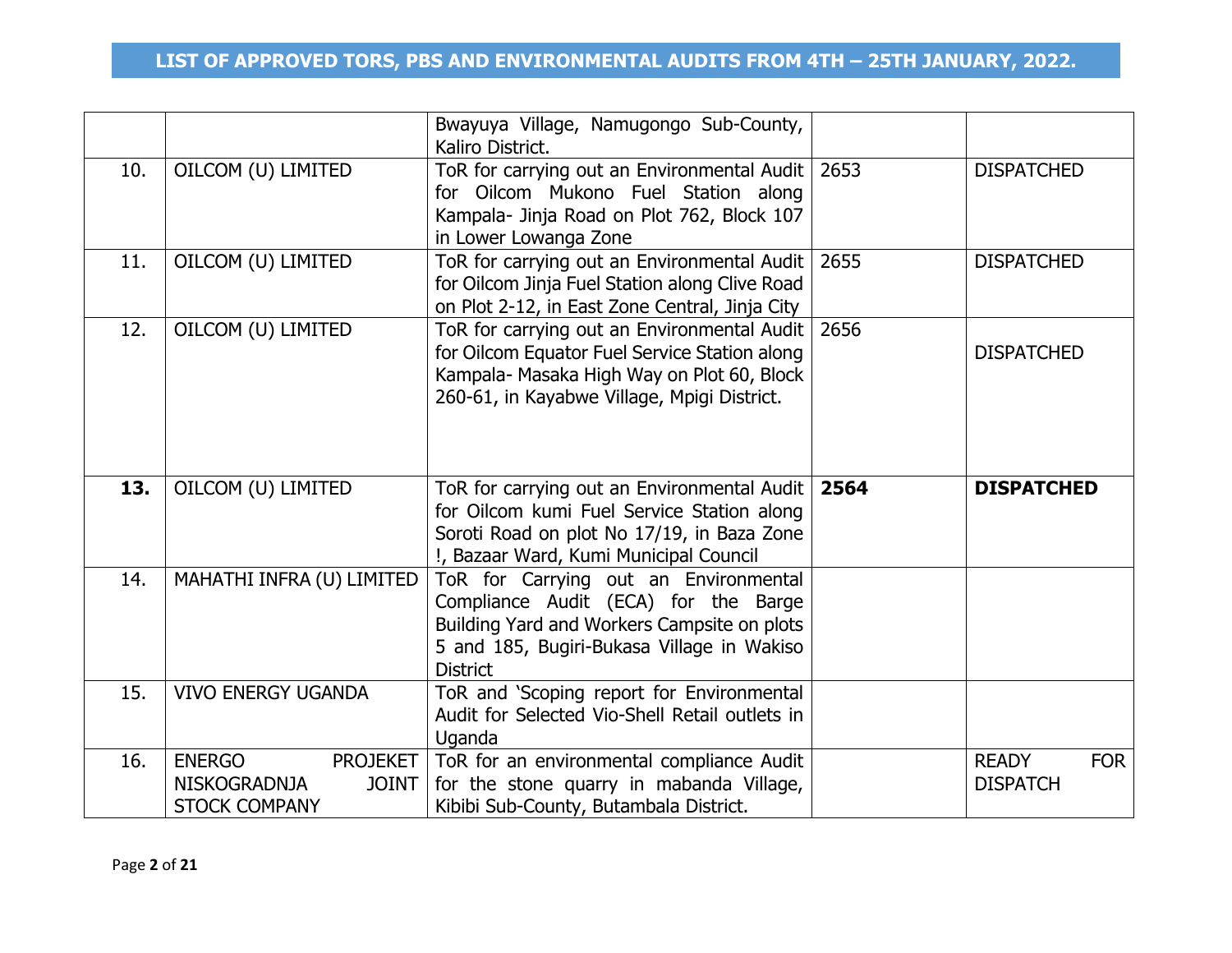# LIST OF APPROVED TORS, PBS AND ENVIRONMENTAL AUDITS FROM 4TH – 25TH JANUARY, 2022.

| | | | | |
|---|---|---|---|---|
| | | Bwayuya Village, Namugongo Sub-County, Kaliro District. | | |
| 10. | OILCOM (U) LIMITED | ToR for carrying out an Environmental Audit for Oilcom Mukono Fuel Station along Kampala- Jinja Road on Plot 762, Block 107 in Lower Lowanga Zone | 2653 | DISPATCHED |
| 11. | OILCOM (U) LIMITED | ToR for carrying out an Environmental Audit for Oilcom Jinja Fuel Station along Clive Road on Plot 2-12, in East Zone Central, Jinja City | 2655 | DISPATCHED |
| 12. | OILCOM (U) LIMITED | ToR for carrying out an Environmental Audit for Oilcom Equator Fuel Service Station along Kampala- Masaka High Way on Plot 60, Block 260-61, in Kayabwe Village, Mpigi District. | 2656 | DISPATCHED |
| **13.** | OILCOM (U) LIMITED | ToR for carrying out an Environmental Audit for Oilcom kumi Fuel Service Station along Soroti Road on plot No 17/19, in Baza Zone !, Bazaar Ward, Kumi Municipal Council | **2564** | **DISPATCHED** |
| 14. | MAHATHI INFRA (U) LIMITED | ToR for Carrying out an Environmental Compliance Audit (ECA) for the Barge Building Yard and Workers Campsite on plots 5 and 185, Bugiri-Bukasa Village in Wakiso District | | |
| 15. | VIVO ENERGY UGANDA | ToR and 'Scoping report for Environmental Audit for Selected Vio-Shell Retail outlets in Uganda | | |
| 16. | ENERGO PROJEKET NISKOGRADNJA JOINT STOCK COMPANY | ToR for an environmental compliance Audit for the stone quarry in mabanda Village, Kibibi Sub-County, Butambala District. | | READY FOR DISPATCH |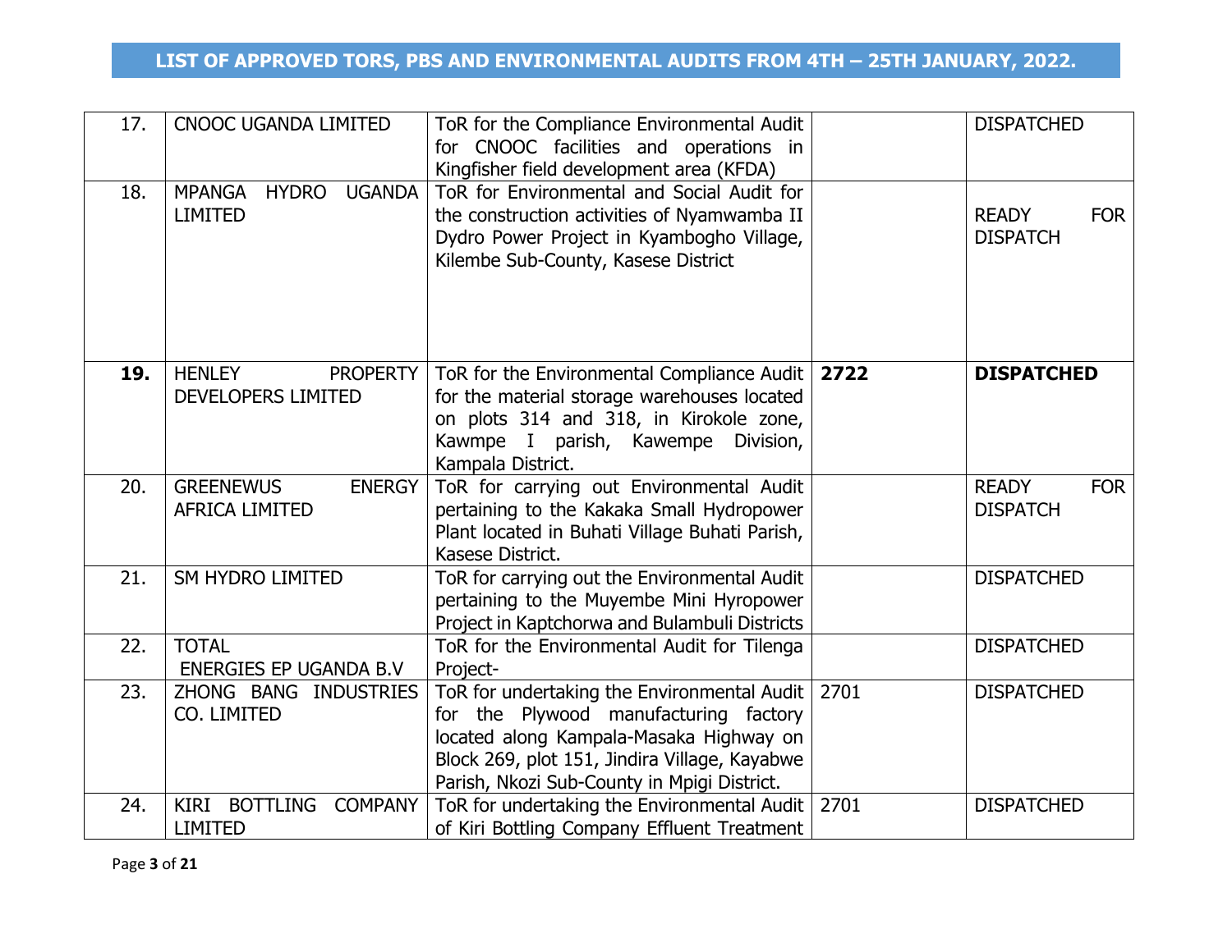# LIST OF APPROVED TORS, PBS AND ENVIRONMENTAL AUDITS FROM 4TH – 25TH JANUARY, 2022.

| | | | | |
|---|---|---|---|---|
| 17. | CNOOC UGANDA LIMITED | ToR for the Compliance Environmental Audit for CNOOC facilities and operations in Kingfisher field development area (KFDA) | | DISPATCHED |
| 18. | MPANGA HYDRO UGANDA LIMITED | ToR for Environmental and Social Audit for the construction activities of Nyamwamba II Dydro Power Project in Kyambogho Village, Kilembe Sub-County, Kasese District | | READY FOR DISPATCH |
| **19.** | HENLEY PROPERTY DEVELOPERS LIMITED | ToR for the Environmental Compliance Audit for the material storage warehouses located on plots 314 and 318, in Kirokole zone, Kawmpe I parish, Kawempe Division, Kampala District. | **2722** | **DISPATCHED** |
| 20. | GREENEWUS ENERGY AFRICA LIMITED | ToR for carrying out Environmental Audit pertaining to the Kakaka Small Hydropower Plant located in Buhati Village Buhati Parish, Kasese District. | | READY FOR DISPATCH |
| 21. | SM HYDRO LIMITED | ToR for carrying out the Environmental Audit pertaining to the Muyembe Mini Hyropower Project in Kaptchorwa and Bulambuli Districts | | DISPATCHED |
| 22. | TOTAL ENERGIES EP UGANDA B.V | ToR for the Environmental Audit for Tilenga Project- | | DISPATCHED |
| 23. | ZHONG BANG INDUSTRIES CO. LIMITED | ToR for undertaking the Environmental Audit for the Plywood manufacturing factory located along Kampala-Masaka Highway on Block 269, plot 151, Jindira Village, Kayabwe Parish, Nkozi Sub-County in Mpigi District. | 2701 | DISPATCHED |
| 24. | KIRI BOTTLING COMPANY LIMITED | ToR for undertaking the Environmental Audit of Kiri Bottling Company Effluent Treatment | 2701 | DISPATCHED |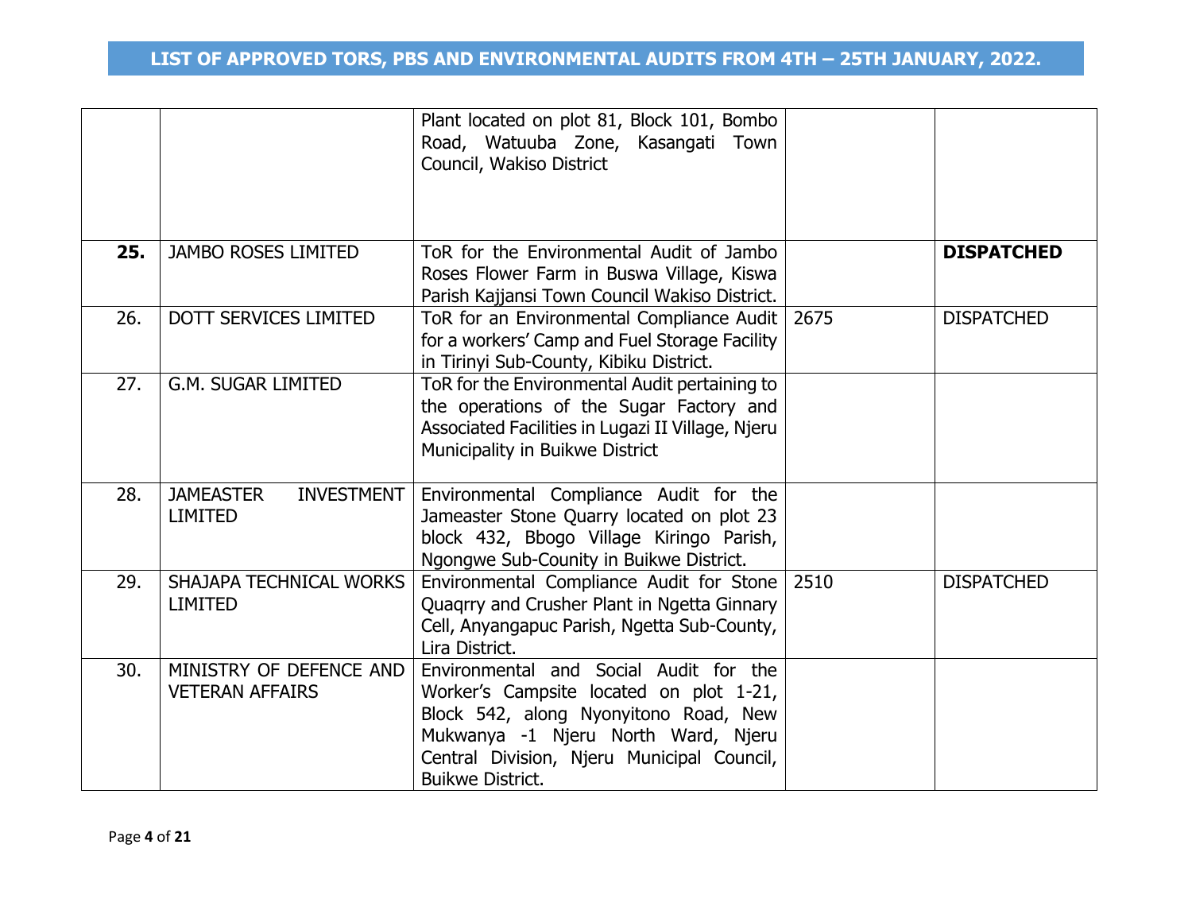| | | | | |
|---|---|---|---|---|
| | | Plant located on plot 81, Block 101, Bombo Road, Watuuba Zone, Kasangati Town Council, Wakiso District | | |
| **25.** | JAMBO ROSES LIMITED | ToR for the Environmental Audit of Jambo Roses Flower Farm in Buswa Village, Kiswa Parish Kajjansi Town Council Wakiso District. | | **DISPATCHED** |
| 26. | DOTT SERVICES LIMITED | ToR for an Environmental Compliance Audit for a workers' Camp and Fuel Storage Facility in Tirinyi Sub-County, Kibiku District. | 2675 | DISPATCHED |
| 27. | G.M. SUGAR LIMITED | ToR for the Environmental Audit pertaining to the operations of the Sugar Factory and Associated Facilities in Lugazi II Village, Njeru Municipality in Buikwe District | | |
| 28. | JAMEASTER INVESTMENT LIMITED | Environmental Compliance Audit for the Jameaster Stone Quarry located on plot 23 block 432, Bbogo Village Kiringo Parish, Ngongwe Sub-Counity in Buikwe District. | | |
| 29. | SHAJAPA TECHNICAL WORKS LIMITED | Environmental Compliance Audit for Stone Quaqrry and Crusher Plant in Ngetta Ginnary Cell, Anyangapuc Parish, Ngetta Sub-County, Lira District. | 2510 | DISPATCHED |
| 30. | MINISTRY OF DEFENCE AND VETERAN AFFAIRS | Environmental and Social Audit for the Worker's Campsite located on plot 1-21, Block 542, along Nyonyitono Road, New Mukwanya -1 Njeru North Ward, Njeru Central Division, Njeru Municipal Council, Buikwe District. | | |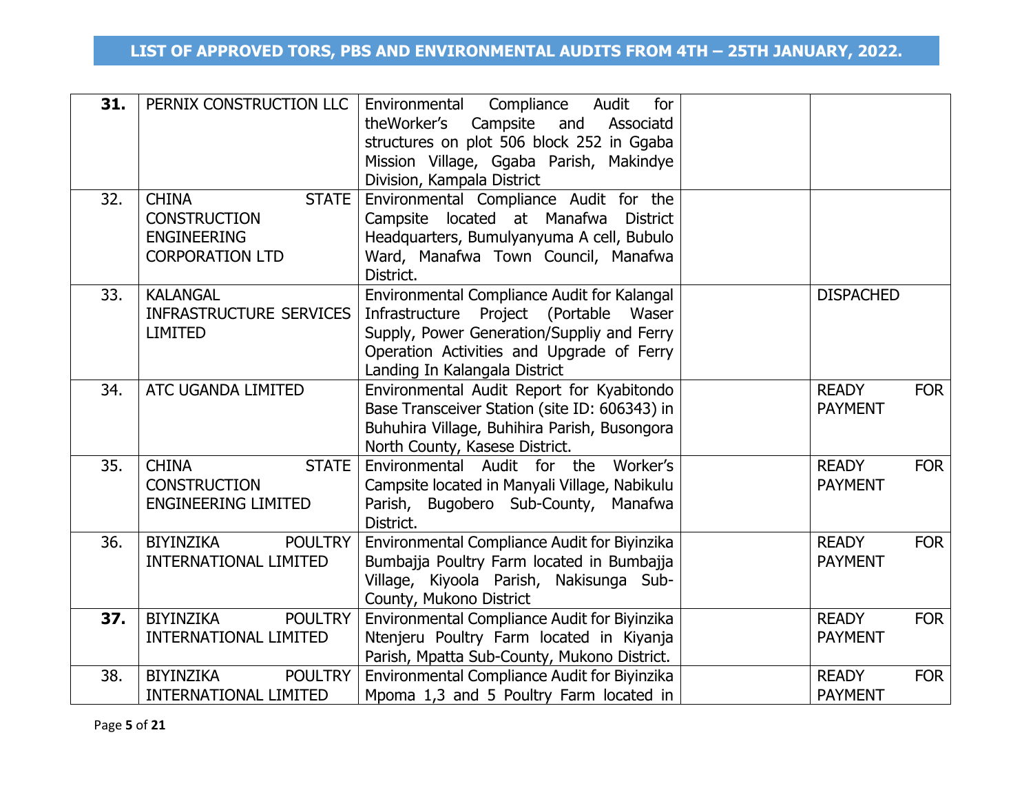## LIST OF APPROVED TORS, PBS AND ENVIRONMENTAL AUDITS FROM 4TH – 25TH JANUARY, 2022.

| | | | | |
|---|---|---|---|---|
| **31.** | PERNIX CONSTRUCTION LLC | Environmental Compliance Audit for theWorker's Campsite and Associatd structures on plot 506 block 252 in Ggaba Mission Village, Ggaba Parish, Makindye Division, Kampala District | | |
| 32. | CHINA STATE CONSTRUCTION ENGINEERING CORPORATION LTD | Environmental Compliance Audit for the Campsite located at Manafwa District Headquarters, Bumulyanyuma A cell, Bubulo Ward, Manafwa Town Council, Manafwa District. | | |
| 33. | KALANGAL INFRASTRUCTURE SERVICES LIMITED | Environmental Compliance Audit for Kalangal Infrastructure Project (Portable Waser Supply, Power Generation/Suppliy and Ferry Operation Activities and Upgrade of Ferry Landing In Kalangala District | | DISPACHED |
| 34. | ATC UGANDA LIMITED | Environmental Audit Report for Kyabitondo Base Transceiver Station (site ID: 606343) in Buhuhira Village, Buhihira Parish, Busongora North County, Kasese District. | | READY FOR PAYMENT |
| 35. | CHINA STATE CONSTRUCTION ENGINEERING LIMITED | Environmental Audit for the Worker's Campsite located in Manyali Village, Nabikulu Parish, Bugobero Sub-County, Manafwa District. | | READY FOR PAYMENT |
| 36. | BIYINZIKA POULTRY INTERNATIONAL LIMITED | Environmental Compliance Audit for Biyinzika Bumbajja Poultry Farm located in Bumbajja Village, Kiyoola Parish, Nakisunga Sub-County, Mukono District | | READY FOR PAYMENT |
| **37.** | BIYINZIKA POULTRY INTERNATIONAL LIMITED | Environmental Compliance Audit for Biyinzika Ntenjeru Poultry Farm located in Kiyanja Parish, Mpatta Sub-County, Mukono District. | | READY FOR PAYMENT |
| 38. | BIYINZIKA POULTRY INTERNATIONAL LIMITED | Environmental Compliance Audit for Biyinzika Mpoma 1,3 and 5 Poultry Farm located in | | READY FOR PAYMENT |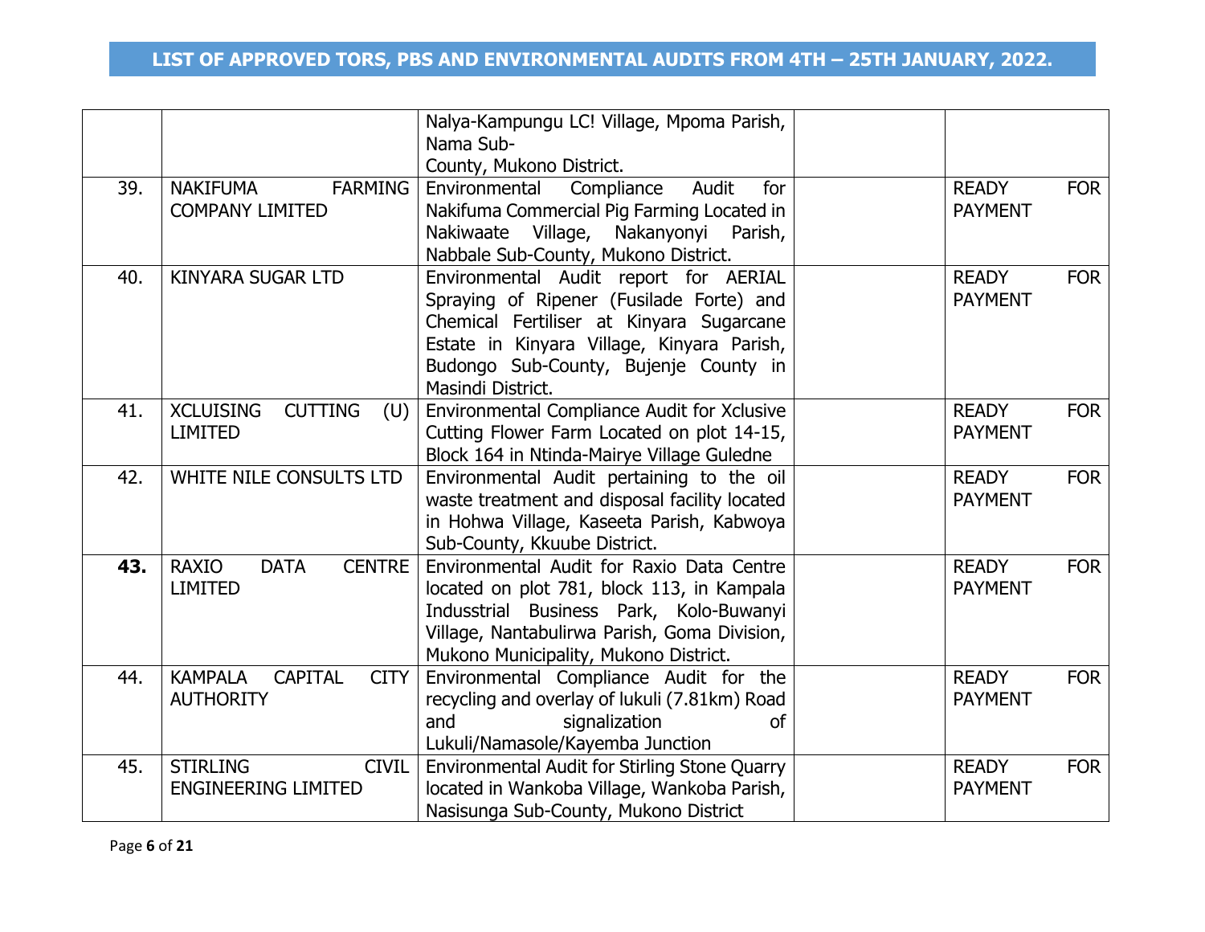# LIST OF APPROVED TORS, PBS AND ENVIRONMENTAL AUDITS FROM 4TH – 25TH JANUARY, 2022.

| | | | | |
|---|---|---|---|---|
| | | Nalya-Kampungu LC! Village, Mpoma Parish, Nama Sub-County, Mukono District. | | |
| 39. | NAKIFUMA FARMING COMPANY LIMITED | Environmental Compliance Audit for Nakifuma Commercial Pig Farming Located in Nakiwaate Village, Nakanyonyi Parish, Nabbale Sub-County, Mukono District. | | READY FOR PAYMENT |
| 40. | KINYARA SUGAR LTD | Environmental Audit report for AERIAL Spraying of Ripener (Fusilade Forte) and Chemical Fertiliser at Kinyara Sugarcane Estate in Kinyara Village, Kinyara Parish, Budongo Sub-County, Bujenje County in Masindi District. | | READY FOR PAYMENT |
| 41. | XCLUISING CUTTING (U) LIMITED | Environmental Compliance Audit for Xclusive Cutting Flower Farm Located on plot 14-15, Block 164 in Ntinda-Mairye Village Guledne | | READY FOR PAYMENT |
| 42. | WHITE NILE CONSULTS LTD | Environmental Audit pertaining to the oil waste treatment and disposal facility located in Hohwa Village, Kaseeta Parish, Kabwoya Sub-County, Kkuube District. | | READY FOR PAYMENT |
| **43.** | RAXIO DATA CENTRE LIMITED | Environmental Audit for Raxio Data Centre located on plot 781, block 113, in Kampala Indusstrial Business Park, Kolo-Buwanyi Village, Nantabulirwa Parish, Goma Division, Mukono Municipality, Mukono District. | | READY FOR PAYMENT |
| 44. | KAMPALA CAPITAL CITY AUTHORITY | Environmental Compliance Audit for the recycling and overlay of lukuli (7.81km) Road and signalization of Lukuli/Namasole/Kayemba Junction | | READY FOR PAYMENT |
| 45. | STIRLING CIVIL ENGINEERING LIMITED | Environmental Audit for Stirling Stone Quarry located in Wankoba Village, Wankoba Parish, Nasisunga Sub-County, Mukono District | | READY FOR PAYMENT |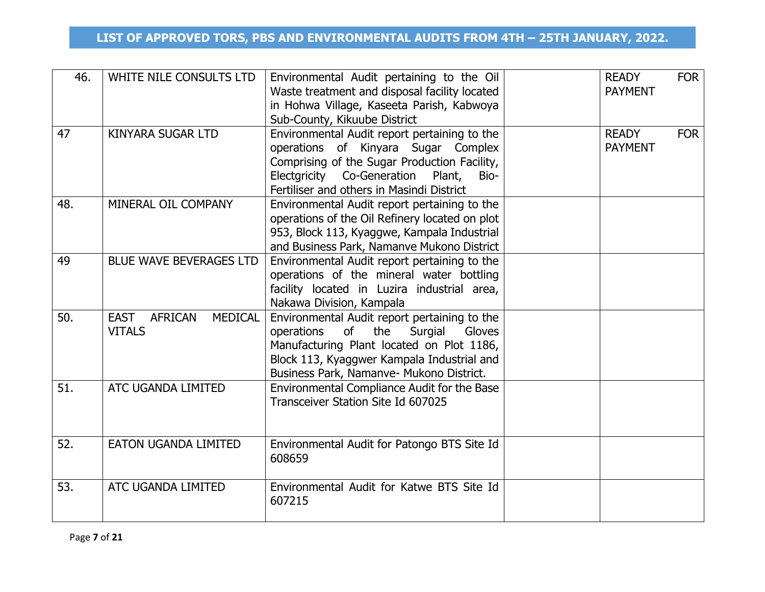## LIST OF APPROVED TORS, PBS AND ENVIRONMENTAL AUDITS FROM 4TH – 25TH JANUARY, 2022.

| | | | | |
|---|---|---|---|---|
| 46. | WHITE NILE CONSULTS LTD | Environmental Audit pertaining to the Oil Waste treatment and disposal facility located in Hohwa Village, Kaseeta Parish, Kabwoya Sub-County, Kikuube District | | READY FOR PAYMENT |
| 47 | KINYARA SUGAR LTD | Environmental Audit report pertaining to the operations of Kinyara Sugar Complex Comprising of the Sugar Production Facility, Electgricity Co-Generation Plant, Bio-Fertiliser and others in Masindi District | | READY FOR PAYMENT |
| 48. | MINERAL OIL COMPANY | Environmental Audit report pertaining to the operations of the Oil Refinery located on plot 953, Block 113, Kyaggwe, Kampala Industrial and Business Park, Namanve Mukono District | | |
| 49 | BLUE WAVE BEVERAGES LTD | Environmental Audit report pertaining to the operations of the mineral water bottling facility located in Luzira industrial area, Nakawa Division, Kampala | | |
| 50. | EAST AFRICAN MEDICAL VITALS | Environmental Audit report pertaining to the operations of the Surgial Gloves Manufacturing Plant located on Plot 1186, Block 113, Kyaggwer Kampala Industrial and Business Park, Namanve- Mukono District. | | |
| 51. | ATC UGANDA LIMITED | Environmental Compliance Audit for the Base Transceiver Station Site Id 607025 | | |
| 52. | EATON UGANDA LIMITED | Environmental Audit for Patongo BTS Site Id 608659 | | |
| 53. | ATC UGANDA LIMITED | Environmental Audit for Katwe BTS Site Id 607215 | | |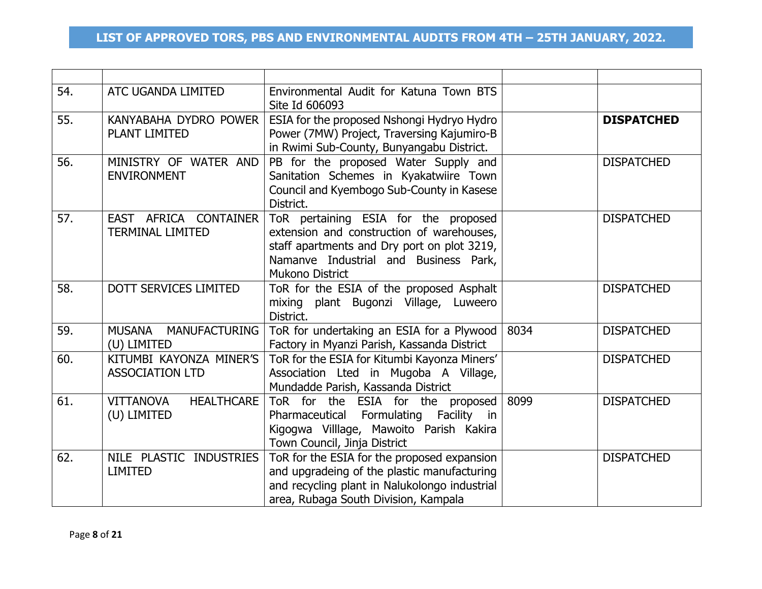# LIST OF APPROVED TORS, PBS AND ENVIRONMENTAL AUDITS FROM 4TH – 25TH JANUARY, 2022.

| | | | | |
|---|---|---|---|---|
| 54. | ATC UGANDA LIMITED | Environmental Audit for Katuna Town BTS Site Id 606093 | | |
| 55. | KANYABAHA DYDRO POWER PLANT LIMITED | ESIA for the proposed Nshongi Hydryo Hydro Power (7MW) Project, Traversing Kajumiro-B in Rwimi Sub-County, Bunyangabu District. | | **DISPATCHED** |
| 56. | MINISTRY OF WATER AND ENVIRONMENT | PB for the proposed Water Supply and Sanitation Schemes in Kyakatwiire Town Council and Kyembogo Sub-County in Kasese District. | | DISPATCHED |
| 57. | EAST AFRICA CONTAINER TERMINAL LIMITED | ToR pertaining ESIA for the proposed extension and construction of warehouses, staff apartments and Dry port on plot 3219, Namanve Industrial and Business Park, Mukono District | | DISPATCHED |
| 58. | DOTT SERVICES LIMITED | ToR for the ESIA of the proposed Asphalt mixing plant Bugonzi Village, Luweero District. | | DISPATCHED |
| 59. | MUSANA MANUFACTURING (U) LIMITED | ToR for undertaking an ESIA for a Plywood Factory in Myanzi Parish, Kassanda District | 8034 | DISPATCHED |
| 60. | KITUMBI KAYONZA MINER'S ASSOCIATION LTD | ToR for the ESIA for Kitumbi Kayonza Miners' Association Lted in Mugoba A Village, Mundadde Parish, Kassanda District | | DISPATCHED |
| 61. | VITTANOVA HEALTHCARE (U) LIMITED | ToR for the ESIA for the proposed Pharmaceutical Formulating Facility in Kigogwa Villlage, Mawoito Parish Kakira Town Council, Jinja District | 8099 | DISPATCHED |
| 62. | NILE PLASTIC INDUSTRIES LIMITED | ToR for the ESIA for the proposed expansion and upgradeing of the plastic manufacturing and recycling plant in Nalukolongo industrial area, Rubaga South Division, Kampala | | DISPATCHED |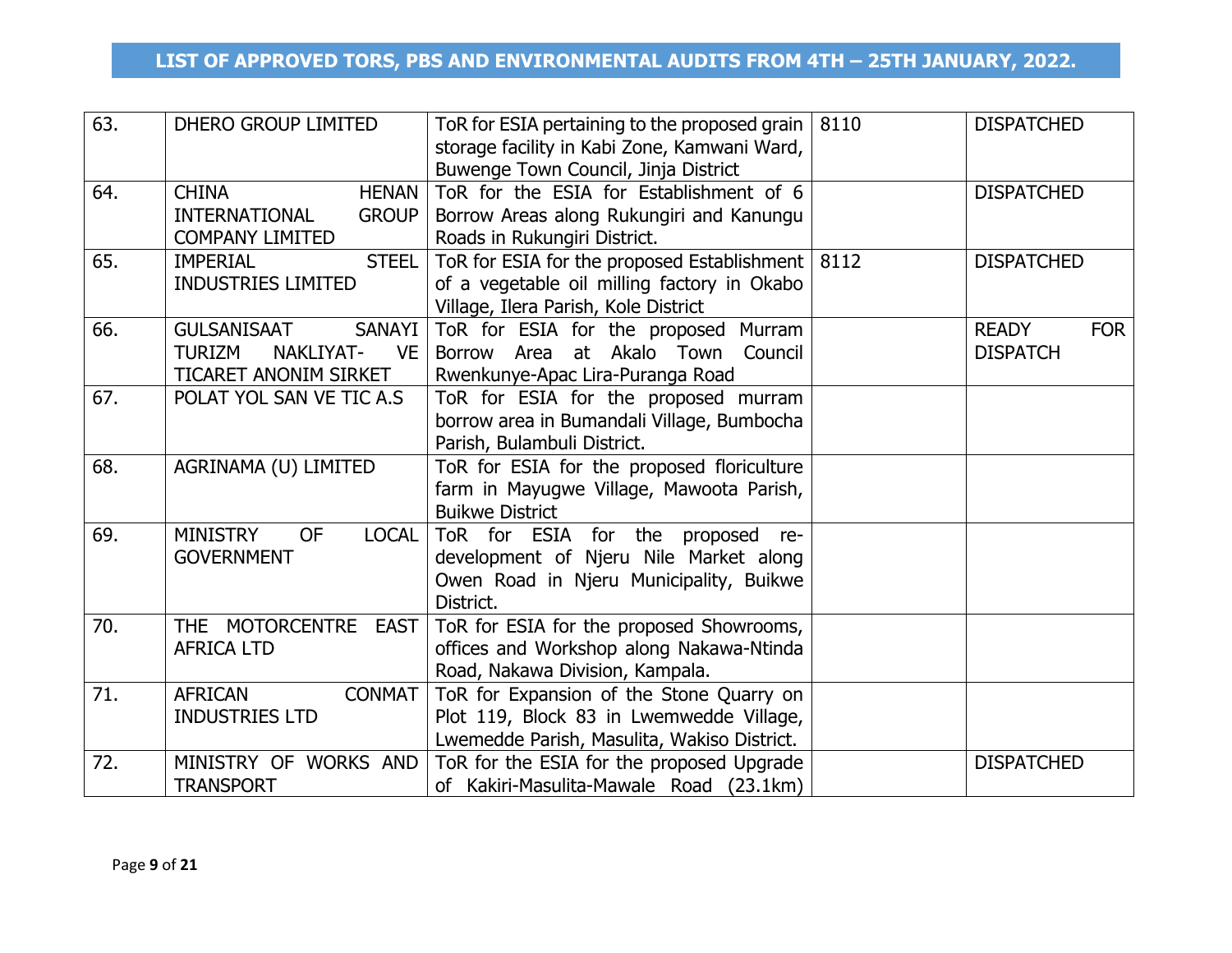# LIST OF APPROVED TORS, PBS AND ENVIRONMENTAL AUDITS FROM 4TH – 25TH JANUARY, 2022.

| | | | | |
|---|---|---|---|---|
| 63. | DHERO GROUP LIMITED | ToR for ESIA pertaining to the proposed grain storage facility in Kabi Zone, Kamwani Ward, Buwenge Town Council, Jinja District | 8110 | DISPATCHED |
| 64. | CHINA HENAN INTERNATIONAL GROUP COMPANY LIMITED | ToR for the ESIA for Establishment of 6 Borrow Areas along Rukungiri and Kanungu Roads in Rukungiri District. | | DISPATCHED |
| 65. | IMPERIAL STEEL INDUSTRIES LIMITED | ToR for ESIA for the proposed Establishment of a vegetable oil milling factory in Okabo Village, Ilera Parish, Kole District | 8112 | DISPATCHED |
| 66. | GULSANISAAT SANAYI TURIZM NAKLIYAT- VE TICARET ANONIM SIRKET | ToR for ESIA for the proposed Murram Borrow Area at Akalo Town Council Rwenkunye-Apac Lira-Puranga Road | | READY FOR DISPATCH |
| 67. | POLAT YOL SAN VE TIC A.S | ToR for ESIA for the proposed murram borrow area in Bumandali Village, Bumbocha Parish, Bulambuli District. | | |
| 68. | AGRINAMA (U) LIMITED | ToR for ESIA for the proposed floriculture farm in Mayugwe Village, Mawoota Parish, Buikwe District | | |
| 69. | MINISTRY OF LOCAL GOVERNMENT | ToR for ESIA for the proposed re-development of Njeru Nile Market along Owen Road in Njeru Municipality, Buikwe District. | | |
| 70. | THE MOTORCENTRE EAST AFRICA LTD | ToR for ESIA for the proposed Showrooms, offices and Workshop along Nakawa-Ntinda Road, Nakawa Division, Kampala. | | |
| 71. | AFRICAN CONMAT INDUSTRIES LTD | ToR for Expansion of the Stone Quarry on Plot 119, Block 83 in Lwemwedde Village, Lwemedde Parish, Masulita, Wakiso District. | | |
| 72. | MINISTRY OF WORKS AND TRANSPORT | ToR for the ESIA for the proposed Upgrade of Kakiri-Masulita-Mawale Road (23.1km) | | DISPATCHED |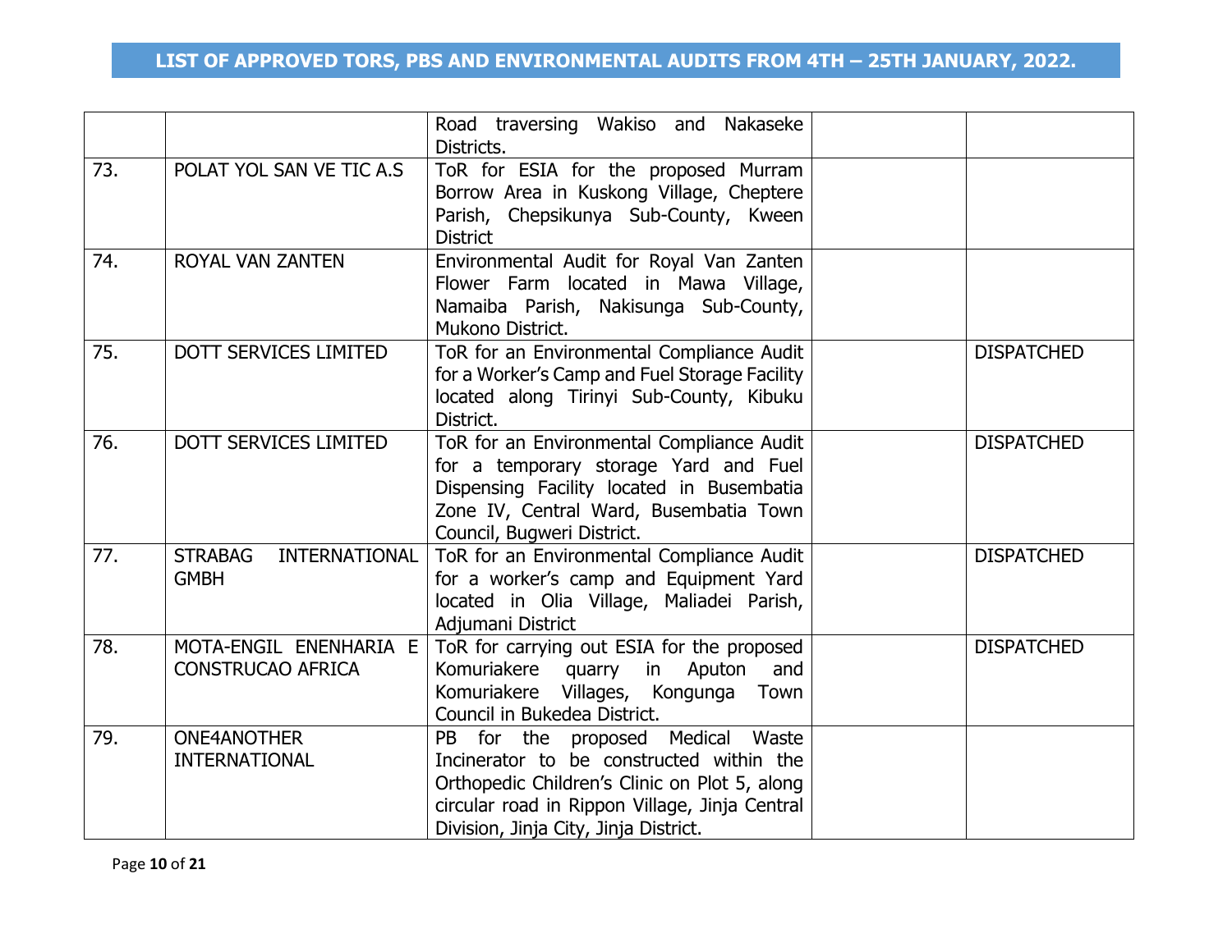## LIST OF APPROVED TORS, PBS AND ENVIRONMENTAL AUDITS FROM 4TH – 25TH JANUARY, 2022.

| | | | | |
|---|---|---|---|---|
| | | Road traversing Wakiso and Nakaseke Districts. | | |
| 73. | POLAT YOL SAN VE TIC A.S | ToR for ESIA for the proposed Murram Borrow Area in Kuskong Village, Cheptere Parish, Chepsikunya Sub-County, Kween District | | |
| 74. | ROYAL VAN ZANTEN | Environmental Audit for Royal Van Zanten Flower Farm located in Mawa Village, Namaiba Parish, Nakisunga Sub-County, Mukono District. | | |
| 75. | DOTT SERVICES LIMITED | ToR for an Environmental Compliance Audit for a Worker's Camp and Fuel Storage Facility located along Tirinyi Sub-County, Kibuku District. | | DISPATCHED |
| 76. | DOTT SERVICES LIMITED | ToR for an Environmental Compliance Audit for a temporary storage Yard and Fuel Dispensing Facility located in Busembatia Zone IV, Central Ward, Busembatia Town Council, Bugweri District. | | DISPATCHED |
| 77. | STRABAG INTERNATIONAL GMBH | ToR for an Environmental Compliance Audit for a worker's camp and Equipment Yard located in Olia Village, Maliadei Parish, Adjumani District | | DISPATCHED |
| 78. | MOTA-ENGIL ENENHARIA E CONSTRUCAO AFRICA | ToR for carrying out ESIA for the proposed Komuriakere quarry in Aputon and Komuriakere Villages, Kongunga Town Council in Bukedea District. | | DISPATCHED |
| 79. | ONE4ANOTHER INTERNATIONAL | PB for the proposed Medical Waste Incinerator to be constructed within the Orthopedic Children's Clinic on Plot 5, along circular road in Rippon Village, Jinja Central Division, Jinja City, Jinja District. | | |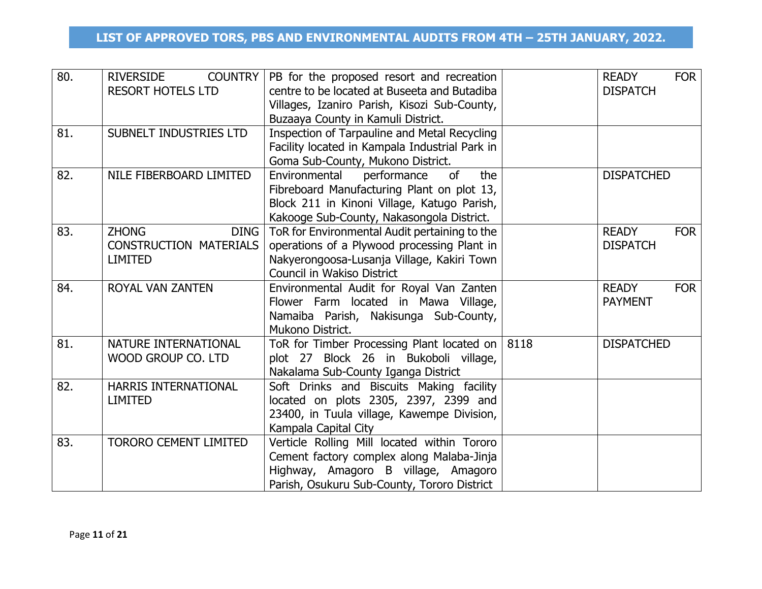## LIST OF APPROVED TORS, PBS AND ENVIRONMENTAL AUDITS FROM 4TH – 25TH JANUARY, 2022.

| | | | | |
|---|---|---|---|---|
| 80. | RIVERSIDE COUNTRY RESORT HOTELS LTD | PB for the proposed resort and recreation centre to be located at Buseeta and Butadiba Villages, Izaniro Parish, Kisozi Sub-County, Buzaaya County in Kamuli District. | | READY FOR DISPATCH |
| 81. | SUBNELT INDUSTRIES LTD | Inspection of Tarpauline and Metal Recycling Facility located in Kampala Industrial Park in Goma Sub-County, Mukono District. | | |
| 82. | NILE FIBERBOARD LIMITED | Environmental performance of the Fibreboard Manufacturing Plant on plot 13, Block 211 in Kinoni Village, Katugo Parish, Kakooge Sub-County, Nakasongola District. | | DISPATCHED |
| 83. | ZHONG DING CONSTRUCTION MATERIALS LIMITED | ToR for Environmental Audit pertaining to the operations of a Plywood processing Plant in Nakyerongoosa-Lusanja Village, Kakiri Town Council in Wakiso District | | READY FOR DISPATCH |
| 84. | ROYAL VAN ZANTEN | Environmental Audit for Royal Van Zanten Flower Farm located in Mawa Village, Namaiba Parish, Nakisunga Sub-County, Mukono District. | | READY FOR PAYMENT |
| 81. | NATURE INTERNATIONAL WOOD GROUP CO. LTD | ToR for Timber Processing Plant located on plot 27 Block 26 in Bukoboli village, Nakalama Sub-County Iganga District | 8118 | DISPATCHED |
| 82. | HARRIS INTERNATIONAL LIMITED | Soft Drinks and Biscuits Making facility located on plots 2305, 2397, 2399 and 23400, in Tuula village, Kawempe Division, Kampala Capital City | | |
| 83. | TORORO CEMENT LIMITED | Verticle Rolling Mill located within Tororo Cement factory complex along Malaba-Jinja Highway, Amagoro B village, Amagoro Parish, Osukuru Sub-County, Tororo District | | |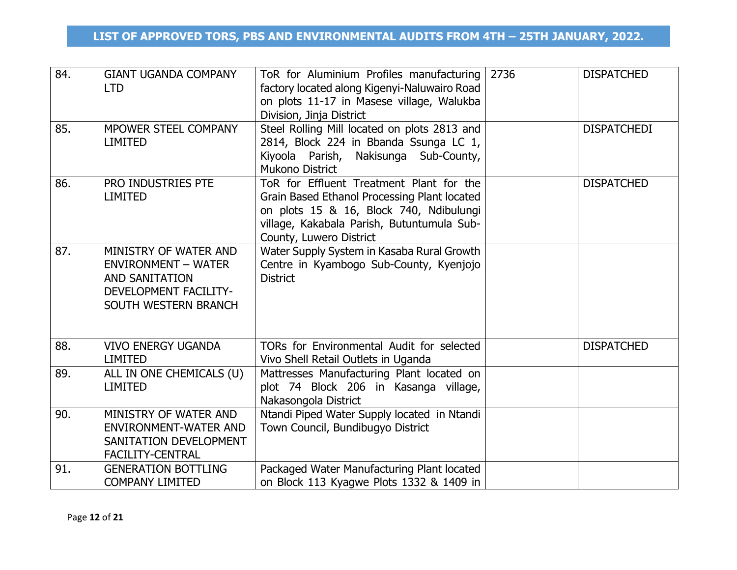# LIST OF APPROVED TORS, PBS AND ENVIRONMENTAL AUDITS FROM 4TH – 25TH JANUARY, 2022.

| | | | | |
|---|---|---|---|---|
| 84. | GIANT UGANDA COMPANY LTD | ToR for Aluminium Profiles manufacturing factory located along Kigenyi-Naluwairo Road on plots 11-17 in Masese village, Walukba Division, Jinja District | 2736 | DISPATCHED |
| 85. | MPOWER STEEL COMPANY LIMITED | Steel Rolling Mill located on plots 2813 and 2814, Block 224 in Bbanda Ssunga LC 1, Kiyoola Parish, Nakisunga Sub-County, Mukono District | | DISPATCHEDI |
| 86. | PRO INDUSTRIES PTE LIMITED | ToR for Effluent Treatment Plant for the Grain Based Ethanol Processing Plant located on plots 15 & 16, Block 740, Ndibulungi village, Kakabala Parish, Butuntumula Sub-County, Luwero District | | DISPATCHED |
| 87. | MINISTRY OF WATER AND ENVIRONMENT – WATER AND SANITATION DEVELOPMENT FACILITY-SOUTH WESTERN BRANCH | Water Supply System in Kasaba Rural Growth Centre in Kyambogo Sub-County, Kyenjojo District | | |
| 88. | VIVO ENERGY UGANDA LIMITED | TORs for Environmental Audit for selected Vivo Shell Retail Outlets in Uganda | | DISPATCHED |
| 89. | ALL IN ONE CHEMICALS (U) LIMITED | Mattresses Manufacturing Plant located on plot 74 Block 206 in Kasanga village, Nakasongola District | | |
| 90. | MINISTRY OF WATER AND ENVIRONMENT-WATER AND SANITATION DEVELOPMENT FACILITY-CENTRAL | Ntandi Piped Water Supply located in Ntandi Town Council, Bundibugyo District | | |
| 91. | GENERATION BOTTLING COMPANY LIMITED | Packaged Water Manufacturing Plant located on Block 113 Kyagwe Plots 1332 & 1409 in | | |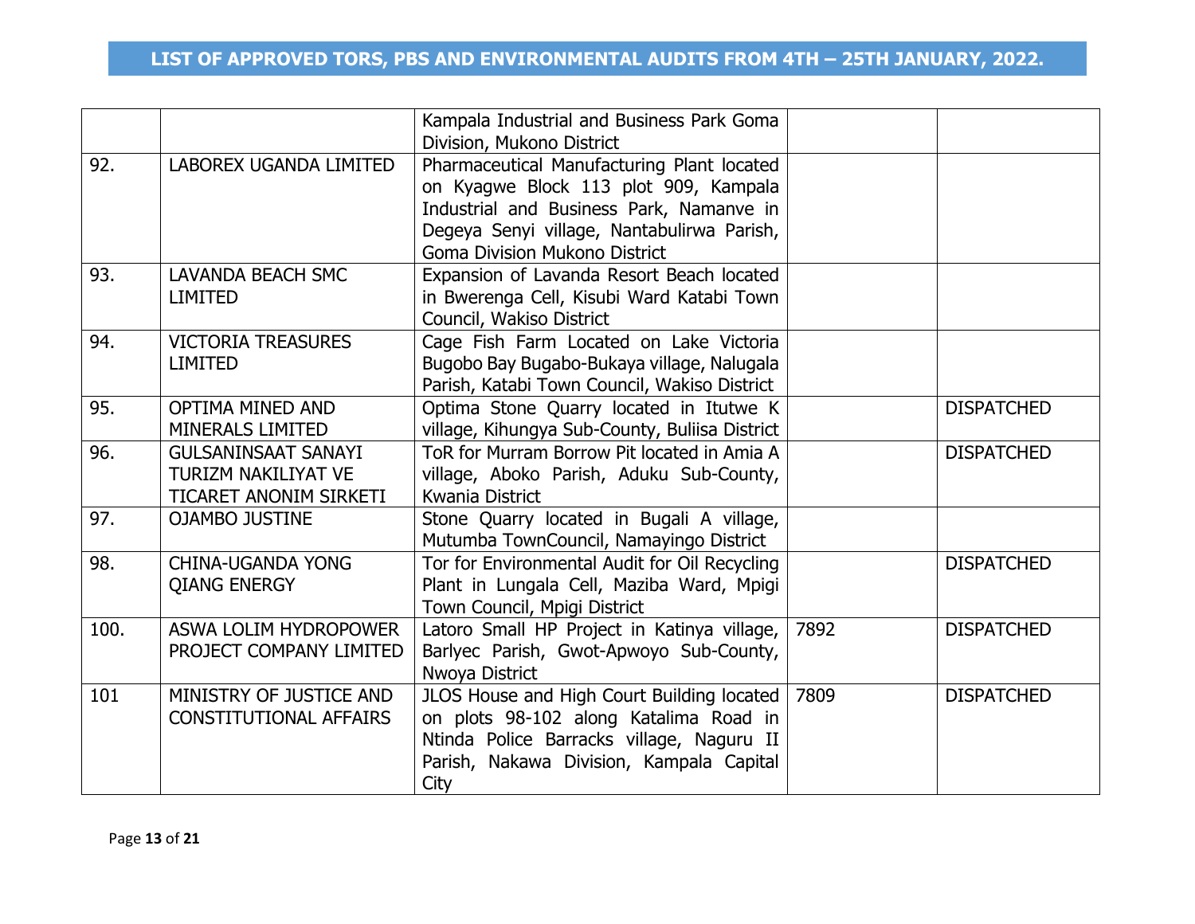## LIST OF APPROVED TORS, PBS AND ENVIRONMENTAL AUDITS FROM 4TH – 25TH JANUARY, 2022.

| | | | | |
|---|---|---|---|---|
| | | Kampala Industrial and Business Park Goma Division, Mukono District | | |
| 92. | LABOREX UGANDA LIMITED | Pharmaceutical Manufacturing Plant located on Kyagwe Block 113 plot 909, Kampala Industrial and Business Park, Namanve in Degeya Senyi village, Nantabulirwa Parish, Goma Division Mukono District | | |
| 93. | LAVANDA BEACH SMC LIMITED | Expansion of Lavanda Resort Beach located in Bwerenga Cell, Kisubi Ward Katabi Town Council, Wakiso District | | |
| 94. | VICTORIA TREASURES LIMITED | Cage Fish Farm Located on Lake Victoria Bugobo Bay Bugabo-Bukaya village, Nalugala Parish, Katabi Town Council, Wakiso District | | |
| 95. | OPTIMA MINED AND MINERALS LIMITED | Optima Stone Quarry located in Itutwe K village, Kihungya Sub-County, Buliisa District | | DISPATCHED |
| 96. | GULSANINSAAT SANAYI TURIZM NAKILIYAT VE TICARET ANONIM SIRKETI | ToR for Murram Borrow Pit located in Amia A village, Aboko Parish, Aduku Sub-County, Kwania District | | DISPATCHED |
| 97. | OJAMBO JUSTINE | Stone Quarry located in Bugali A village, Mutumba TownCouncil, Namayingo District | | |
| 98. | CHINA-UGANDA YONG QIANG ENERGY | Tor for Environmental Audit for Oil Recycling Plant in Lungala Cell, Maziba Ward, Mpigi Town Council, Mpigi District | | DISPATCHED |
| 100. | ASWA LOLIM HYDROPOWER PROJECT COMPANY LIMITED | Latoro Small HP Project in Katinya village, Barlyec Parish, Gwot-Apwoyo Sub-County, Nwoya District | 7892 | DISPATCHED |
| 101 | MINISTRY OF JUSTICE AND CONSTITUTIONAL AFFAIRS | JLOS House and High Court Building located on plots 98-102 along Katalima Road in Ntinda Police Barracks village, Naguru II Parish, Nakawa Division, Kampala Capital City | 7809 | DISPATCHED |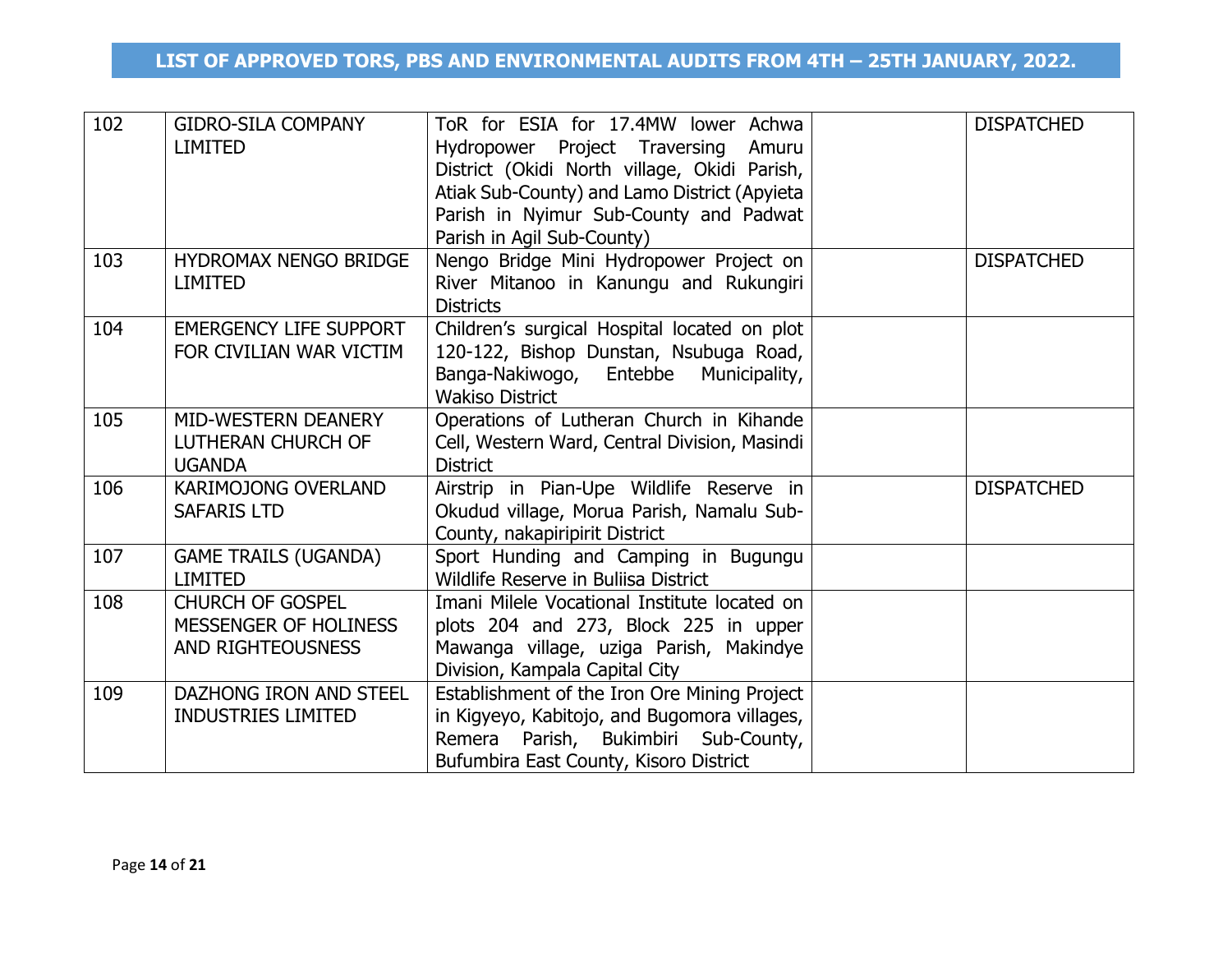## LIST OF APPROVED TORS, PBS AND ENVIRONMENTAL AUDITS FROM 4TH – 25TH JANUARY, 2022.

| | | | | |
|---|---|---|---|---|
| 102 | GIDRO-SILA COMPANY LIMITED | ToR for ESIA for 17.4MW lower Achwa Hydropower Project Traversing Amuru District (Okidi North village, Okidi Parish, Atiak Sub-County) and Lamo District (Apyieta Parish in Nyimur Sub-County and Padwat Parish in Agil Sub-County) | | DISPATCHED |
| 103 | HYDROMAX NENGO BRIDGE LIMITED | Nengo Bridge Mini Hydropower Project on River Mitanoo in Kanungu and Rukungiri Districts | | DISPATCHED |
| 104 | EMERGENCY LIFE SUPPORT FOR CIVILIAN WAR VICTIM | Children's surgical Hospital located on plot 120-122, Bishop Dunstan, Nsubuga Road, Banga-Nakiwogo, Entebbe Municipality, Wakiso District | | |
| 105 | MID-WESTERN DEANERY LUTHERAN CHURCH OF UGANDA | Operations of Lutheran Church in Kihande Cell, Western Ward, Central Division, Masindi District | | |
| 106 | KARIMOJONG OVERLAND SAFARIS LTD | Airstrip in Pian-Upe Wildlife Reserve in Okudud village, Morua Parish, Namalu Sub-County, nakapiripirit District | | DISPATCHED |
| 107 | GAME TRAILS (UGANDA) LIMITED | Sport Hunding and Camping in Bugungu Wildlife Reserve in Buliisa District | | |
| 108 | CHURCH OF GOSPEL MESSENGER OF HOLINESS AND RIGHTEOUSNESS | Imani Milele Vocational Institute located on plots 204 and 273, Block 225 in upper Mawanga village, uziga Parish, Makindye Division, Kampala Capital City | | |
| 109 | DAZHONG IRON AND STEEL INDUSTRIES LIMITED | Establishment of the Iron Ore Mining Project in Kigyeyo, Kabitojo, and Bugomora villages, Remera Parish, Bukimbiri Sub-County, Bufumbira East County, Kisoro District | | |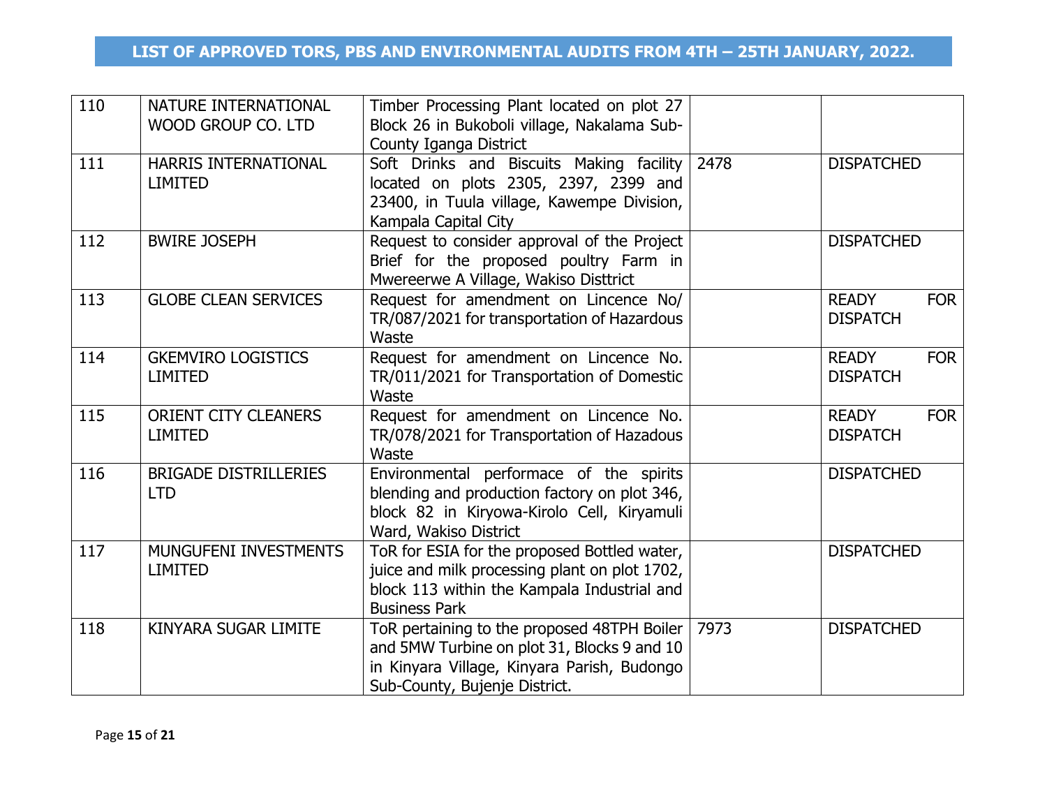# LIST OF APPROVED TORS, PBS AND ENVIRONMENTAL AUDITS FROM 4TH – 25TH JANUARY, 2022.

| | | | | |
|---|---|---|---|---|
| 110 | NATURE INTERNATIONAL WOOD GROUP CO. LTD | Timber Processing Plant located on plot 27 Block 26 in Bukoboli village, Nakalama Sub-County Iganga District | | |
| 111 | HARRIS INTERNATIONAL LIMITED | Soft Drinks and Biscuits Making facility located on plots 2305, 2397, 2399 and 23400, in Tuula village, Kawempe Division, Kampala Capital City | 2478 | DISPATCHED |
| 112 | BWIRE JOSEPH | Request to consider approval of the Project Brief for the proposed poultry Farm in Mwereerwe A Village, Wakiso Disttrict | | DISPATCHED |
| 113 | GLOBE CLEAN SERVICES | Request for amendment on Lincence No/ TR/087/2021 for transportation of Hazardous Waste | | READY FOR DISPATCH |
| 114 | GKEMVIRO LOGISTICS LIMITED | Request for amendment on Lincence No. TR/011/2021 for Transportation of Domestic Waste | | READY FOR DISPATCH |
| 115 | ORIENT CITY CLEANERS LIMITED | Request for amendment on Lincence No. TR/078/2021 for Transportation of Hazadous Waste | | READY FOR DISPATCH |
| 116 | BRIGADE DISTRILLERIES LTD | Environmental performace of the spirits blending and production factory on plot 346, block 82 in Kiryowa-Kirolo Cell, Kiryamuli Ward, Wakiso District | | DISPATCHED |
| 117 | MUNGUFENI INVESTMENTS LIMITED | ToR for ESIA for the proposed Bottled water, juice and milk processing plant on plot 1702, block 113 within the Kampala Industrial and Business Park | | DISPATCHED |
| 118 | KINYARA SUGAR LIMITE | ToR pertaining to the proposed 48TPH Boiler and 5MW Turbine on plot 31, Blocks 9 and 10 in Kinyara Village, Kinyara Parish, Budongo Sub-County, Bujenje District. | 7973 | DISPATCHED |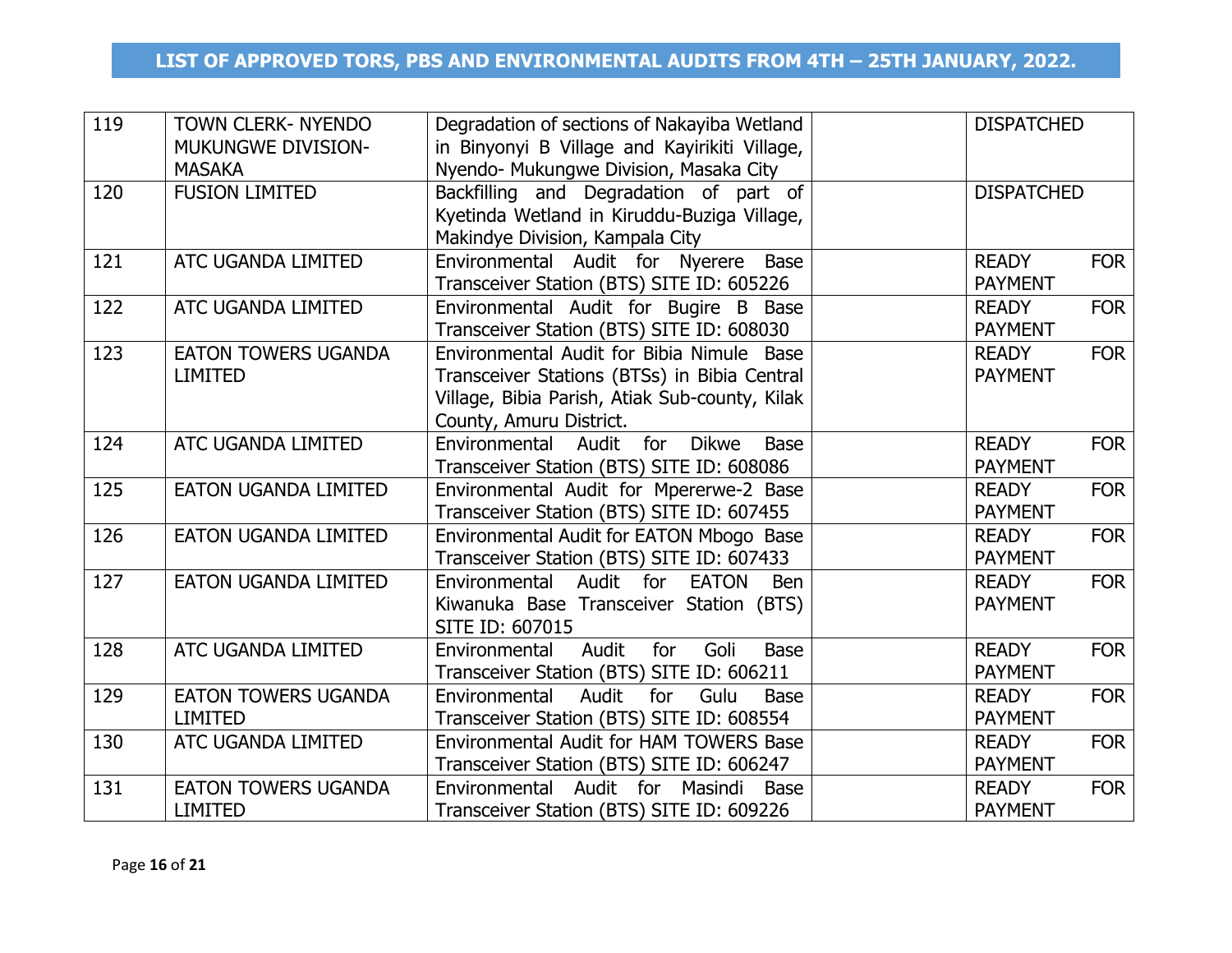## LIST OF APPROVED TORS, PBS AND ENVIRONMENTAL AUDITS FROM 4TH – 25TH JANUARY, 2022.

| | | | | |
|---|---|---|---|---|
| 119 | TOWN CLERK- NYENDO MUKUNGWE DIVISION-MASAKA | Degradation of sections of Nakayiba Wetland in Binyonyi B Village and Kayirikiti Village, Nyendo- Mukungwe Division, Masaka City | | DISPATCHED |
| 120 | FUSION LIMITED | Backfilling and Degradation of part of Kyetinda Wetland in Kiruddu-Buziga Village, Makindye Division, Kampala City | | DISPATCHED |
| 121 | ATC UGANDA LIMITED | Environmental Audit for Nyerere Base Transceiver Station (BTS) SITE ID: 605226 | | READY FOR PAYMENT |
| 122 | ATC UGANDA LIMITED | Environmental Audit for Bugire B Base Transceiver Station (BTS) SITE ID: 608030 | | READY FOR PAYMENT |
| 123 | EATON TOWERS UGANDA LIMITED | Environmental Audit for Bibia Nimule Base Transceiver Stations (BTSs) in Bibia Central Village, Bibia Parish, Atiak Sub-county, Kilak County, Amuru District. | | READY FOR PAYMENT |
| 124 | ATC UGANDA LIMITED | Environmental Audit for Dikwe Base Transceiver Station (BTS) SITE ID: 608086 | | READY FOR PAYMENT |
| 125 | EATON UGANDA LIMITED | Environmental Audit for Mpererwe-2 Base Transceiver Station (BTS) SITE ID: 607455 | | READY FOR PAYMENT |
| 126 | EATON UGANDA LIMITED | Environmental Audit for EATON Mbogo Base Transceiver Station (BTS) SITE ID: 607433 | | READY FOR PAYMENT |
| 127 | EATON UGANDA LIMITED | Environmental Audit for EATON Ben Kiwanuka Base Transceiver Station (BTS) SITE ID: 607015 | | READY FOR PAYMENT |
| 128 | ATC UGANDA LIMITED | Environmental Audit for Goli Base Transceiver Station (BTS) SITE ID: 606211 | | READY FOR PAYMENT |
| 129 | EATON TOWERS UGANDA LIMITED | Environmental Audit for Gulu Base Transceiver Station (BTS) SITE ID: 608554 | | READY FOR PAYMENT |
| 130 | ATC UGANDA LIMITED | Environmental Audit for HAM TOWERS Base Transceiver Station (BTS) SITE ID: 606247 | | READY FOR PAYMENT |
| 131 | EATON TOWERS UGANDA LIMITED | Environmental Audit for Masindi Base Transceiver Station (BTS) SITE ID: 609226 | | READY FOR PAYMENT |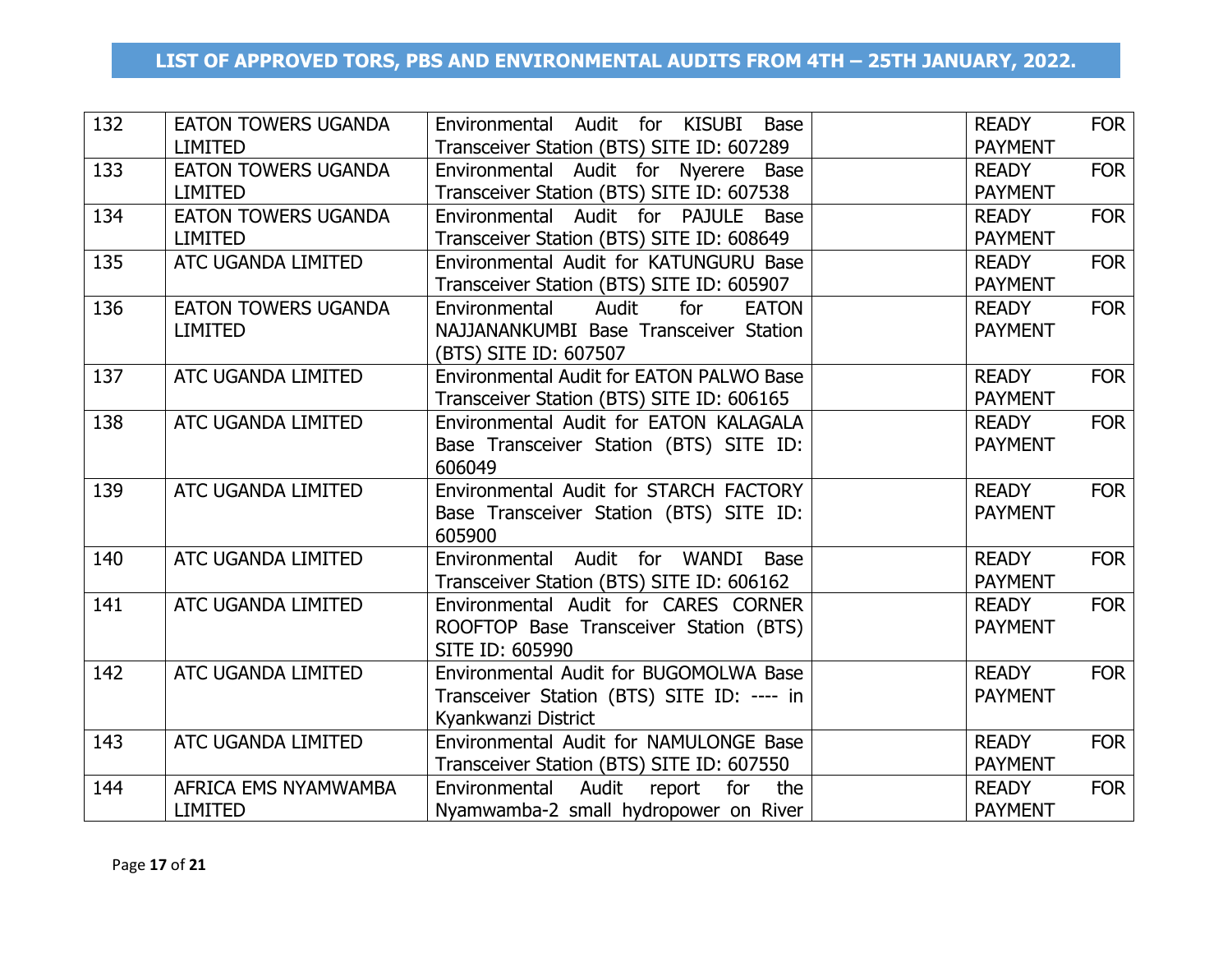## LIST OF APPROVED TORS, PBS AND ENVIRONMENTAL AUDITS FROM 4TH – 25TH JANUARY, 2022.

| | | | | |
|---|---|---|---|---|
| 132 | EATON TOWERS UGANDA LIMITED | Environmental Audit for KISUBI Base Transceiver Station (BTS) SITE ID: 607289 | | READY FOR PAYMENT |
| 133 | EATON TOWERS UGANDA LIMITED | Environmental Audit for Nyerere Base Transceiver Station (BTS) SITE ID: 607538 | | READY FOR PAYMENT |
| 134 | EATON TOWERS UGANDA LIMITED | Environmental Audit for PAJULE Base Transceiver Station (BTS) SITE ID: 608649 | | READY FOR PAYMENT |
| 135 | ATC UGANDA LIMITED | Environmental Audit for KATUNGURU Base Transceiver Station (BTS) SITE ID: 605907 | | READY FOR PAYMENT |
| 136 | EATON TOWERS UGANDA LIMITED | Environmental Audit for EATON NAJJANANKUMBI Base Transceiver Station (BTS) SITE ID: 607507 | | READY FOR PAYMENT |
| 137 | ATC UGANDA LIMITED | Environmental Audit for EATON PALWO Base Transceiver Station (BTS) SITE ID: 606165 | | READY FOR PAYMENT |
| 138 | ATC UGANDA LIMITED | Environmental Audit for EATON KALAGALA Base Transceiver Station (BTS) SITE ID: 606049 | | READY FOR PAYMENT |
| 139 | ATC UGANDA LIMITED | Environmental Audit for STARCH FACTORY Base Transceiver Station (BTS) SITE ID: 605900 | | READY FOR PAYMENT |
| 140 | ATC UGANDA LIMITED | Environmental Audit for WANDI Base Transceiver Station (BTS) SITE ID: 606162 | | READY FOR PAYMENT |
| 141 | ATC UGANDA LIMITED | Environmental Audit for CARES CORNER ROOFTOP Base Transceiver Station (BTS) SITE ID: 605990 | | READY FOR PAYMENT |
| 142 | ATC UGANDA LIMITED | Environmental Audit for BUGOMOLWA Base Transceiver Station (BTS) SITE ID: ---- in Kyankwanzi District | | READY FOR PAYMENT |
| 143 | ATC UGANDA LIMITED | Environmental Audit for NAMULONGE Base Transceiver Station (BTS) SITE ID: 607550 | | READY FOR PAYMENT |
| 144 | AFRICA EMS NYAMWAMBA LIMITED | Environmental Audit report for the Nyamwamba-2 small hydropower on River | | READY FOR PAYMENT |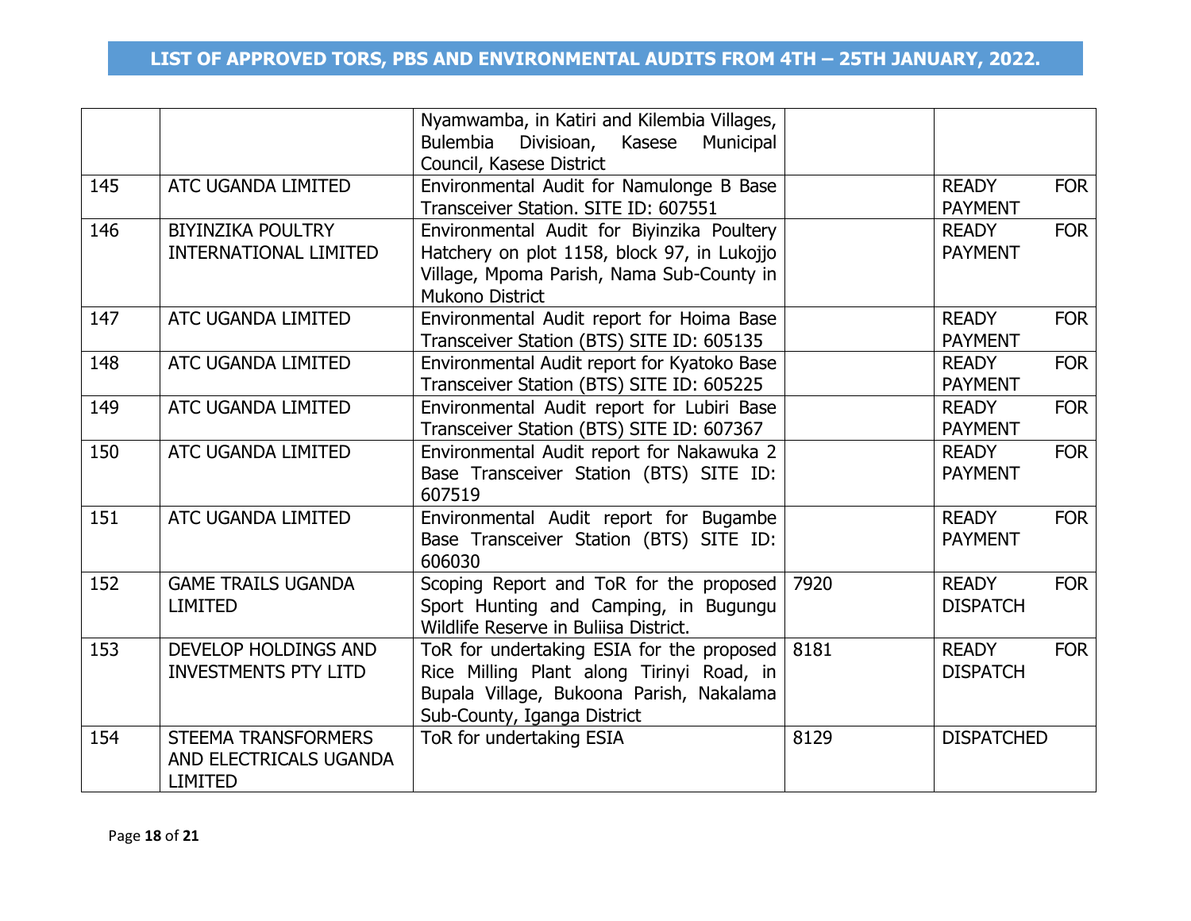# LIST OF APPROVED TORS, PBS AND ENVIRONMENTAL AUDITS FROM 4TH – 25TH JANUARY, 2022.

| | | | | |
|---|---|---|---|---|
| | | Nyamwamba, in Katiri and Kilembia Villages, Bulembia Divisioan, Kasese Municipal Council, Kasese District | | |
| 145 | ATC UGANDA LIMITED | Environmental Audit for Namulonge B Base Transceiver Station. SITE ID: 607551 | | READY FOR PAYMENT |
| 146 | BIYINZIKA POULTRY INTERNATIONAL LIMITED | Environmental Audit for Biyinzika Poultery Hatchery on plot 1158, block 97, in Lukojjo Village, Mpoma Parish, Nama Sub-County in Mukono District | | READY FOR PAYMENT |
| 147 | ATC UGANDA LIMITED | Environmental Audit report for Hoima Base Transceiver Station (BTS) SITE ID: 605135 | | READY FOR PAYMENT |
| 148 | ATC UGANDA LIMITED | Environmental Audit report for Kyatoko Base Transceiver Station (BTS) SITE ID: 605225 | | READY FOR PAYMENT |
| 149 | ATC UGANDA LIMITED | Environmental Audit report for Lubiri Base Transceiver Station (BTS) SITE ID: 607367 | | READY FOR PAYMENT |
| 150 | ATC UGANDA LIMITED | Environmental Audit report for Nakawuka 2 Base Transceiver Station (BTS) SITE ID: 607519 | | READY FOR PAYMENT |
| 151 | ATC UGANDA LIMITED | Environmental Audit report for Bugambe Base Transceiver Station (BTS) SITE ID: 606030 | | READY FOR PAYMENT |
| 152 | GAME TRAILS UGANDA LIMITED | Scoping Report and ToR for the proposed Sport Hunting and Camping, in Bugungu Wildlife Reserve in Buliisa District. | 7920 | READY FOR DISPATCH |
| 153 | DEVELOP HOLDINGS AND INVESTMENTS PTY LITD | ToR for undertaking ESIA for the proposed Rice Milling Plant along Tirinyi Road, in Bupala Village, Bukoona Parish, Nakalama Sub-County, Iganga District | 8181 | READY FOR DISPATCH |
| 154 | STEEMA TRANSFORMERS AND ELECTRICALS UGANDA LIMITED | ToR for undertaking ESIA | 8129 | DISPATCHED |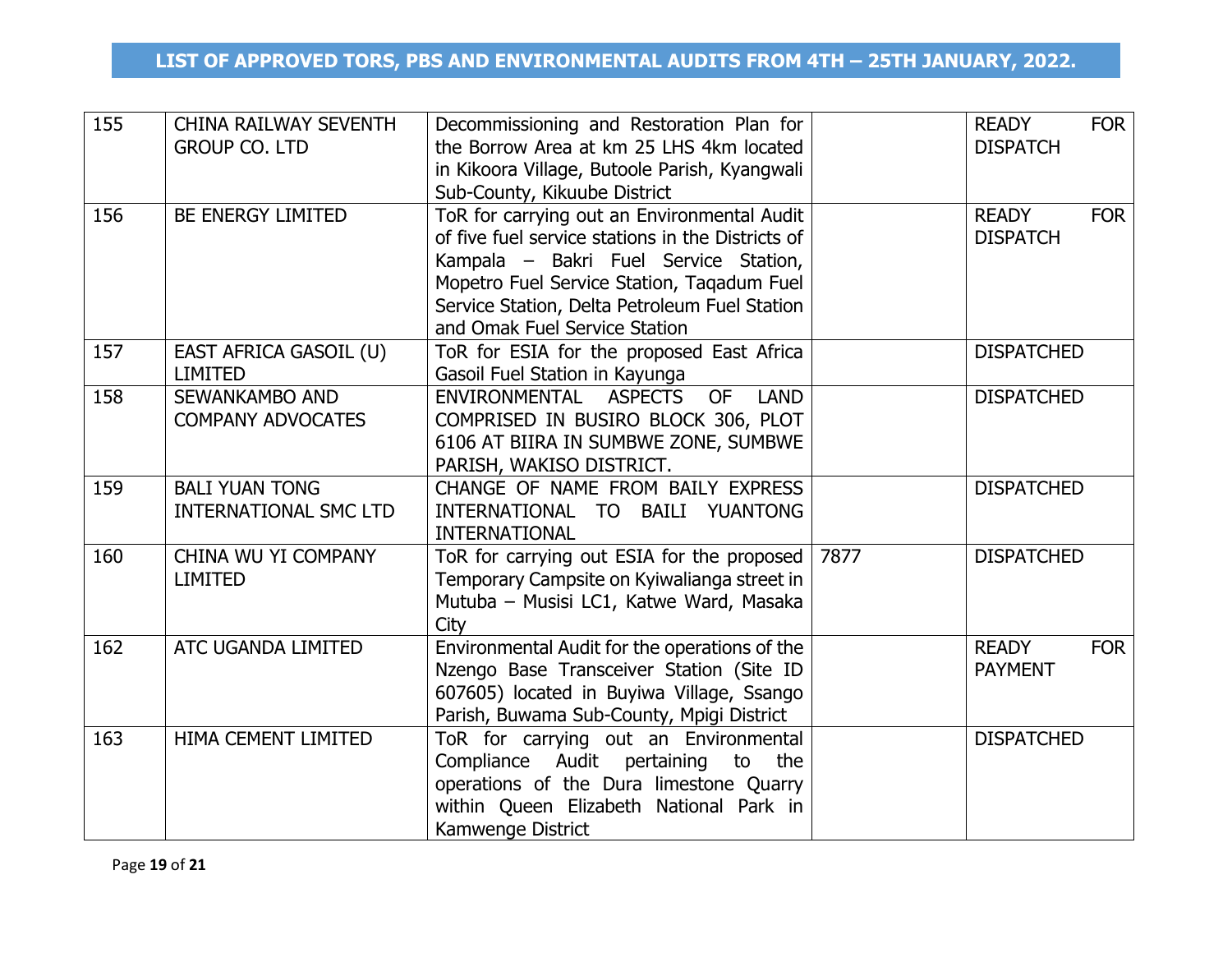# LIST OF APPROVED TORS, PBS AND ENVIRONMENTAL AUDITS FROM 4TH – 25TH JANUARY, 2022.

| | | | | |
|---|---|---|---|---|
| 155 | CHINA RAILWAY SEVENTH GROUP CO. LTD | Decommissioning and Restoration Plan for the Borrow Area at km 25 LHS 4km located in Kikoora Village, Butoole Parish, Kyangwali Sub-County, Kikuube District | | READY FOR DISPATCH |
| 156 | BE ENERGY LIMITED | ToR for carrying out an Environmental Audit of five fuel service stations in the Districts of Kampala – Bakri Fuel Service Station, Mopetro Fuel Service Station, Taqadum Fuel Service Station, Delta Petroleum Fuel Station and Omak Fuel Service Station | | READY FOR DISPATCH |
| 157 | EAST AFRICA GASOIL (U) LIMITED | ToR for ESIA for the proposed East Africa Gasoil Fuel Station in Kayunga | | DISPATCHED |
| 158 | SEWANKAMBO AND COMPANY ADVOCATES | ENVIRONMENTAL ASPECTS OF LAND COMPRISED IN BUSIRO BLOCK 306, PLOT 6106 AT BIIRA IN SUMBWE ZONE, SUMBWE PARISH, WAKISO DISTRICT. | | DISPATCHED |
| 159 | BALI YUAN TONG INTERNATIONAL SMC LTD | CHANGE OF NAME FROM BAILY EXPRESS INTERNATIONAL TO BAILI YUANTONG INTERNATIONAL | | DISPATCHED |
| 160 | CHINA WU YI COMPANY LIMITED | ToR for carrying out ESIA for the proposed Temporary Campsite on Kyiwalianga street in Mutuba – Musisi LC1, Katwe Ward, Masaka City | 7877 | DISPATCHED |
| 162 | ATC UGANDA LIMITED | Environmental Audit for the operations of the Nzengo Base Transceiver Station (Site ID 607605) located in Buyiwa Village, Ssango Parish, Buwama Sub-County, Mpigi District | | READY FOR PAYMENT |
| 163 | HIMA CEMENT LIMITED | ToR for carrying out an Environmental Compliance Audit pertaining to the operations of the Dura limestone Quarry within Queen Elizabeth National Park in Kamwenge District | | DISPATCHED |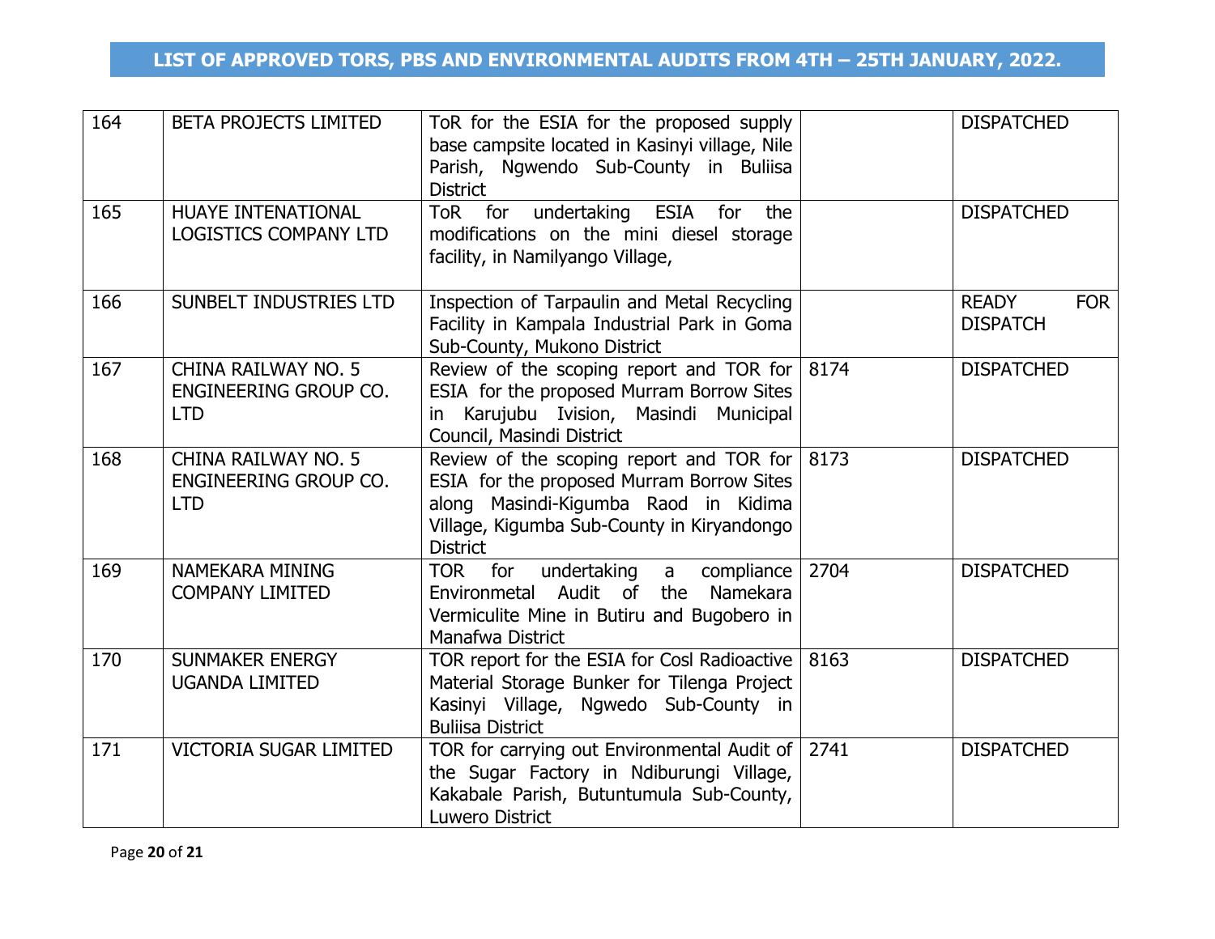## LIST OF APPROVED TORS, PBS AND ENVIRONMENTAL AUDITS FROM 4TH – 25TH JANUARY, 2022.

| | | | | |
|---|---|---|---|---|
| 164 | BETA PROJECTS LIMITED | ToR for the ESIA for the proposed supply base campsite located in Kasinyi village, Nile Parish, Ngwendo Sub-County in Buliisa District | | DISPATCHED |
| 165 | HUAYE INTENATIONAL LOGISTICS COMPANY LTD | ToR for undertaking ESIA for the modifications on the mini diesel storage facility, in Namilyango Village, | | DISPATCHED |
| 166 | SUNBELT INDUSTRIES LTD | Inspection of Tarpaulin and Metal Recycling Facility in Kampala Industrial Park in Goma Sub-County, Mukono District | | READY FOR DISPATCH |
| 167 | CHINA RAILWAY NO. 5 ENGINEERING GROUP CO. LTD | Review of the scoping report and TOR for ESIA for the proposed Murram Borrow Sites in Karujubu Ivision, Masindi Municipal Council, Masindi District | 8174 | DISPATCHED |
| 168 | CHINA RAILWAY NO. 5 ENGINEERING GROUP CO. LTD | Review of the scoping report and TOR for ESIA for the proposed Murram Borrow Sites along Masindi-Kigumba Raod in Kidima Village, Kigumba Sub-County in Kiryandongo District | 8173 | DISPATCHED |
| 169 | NAMEKARA MINING COMPANY LIMITED | TOR for undertaking a compliance Environmetal Audit of the Namekara Vermiculite Mine in Butiru and Bugobero in Manafwa District | 2704 | DISPATCHED |
| 170 | SUNMAKER ENERGY UGANDA LIMITED | TOR report for the ESIA for Cosl Radioactive Material Storage Bunker for Tilenga Project Kasinyi Village, Ngwedo Sub-County in Buliisa District | 8163 | DISPATCHED |
| 171 | VICTORIA SUGAR LIMITED | TOR for carrying out Environmental Audit of the Sugar Factory in Ndiburungi Village, Kakabale Parish, Butuntumula Sub-County, Luwero District | 2741 | DISPATCHED |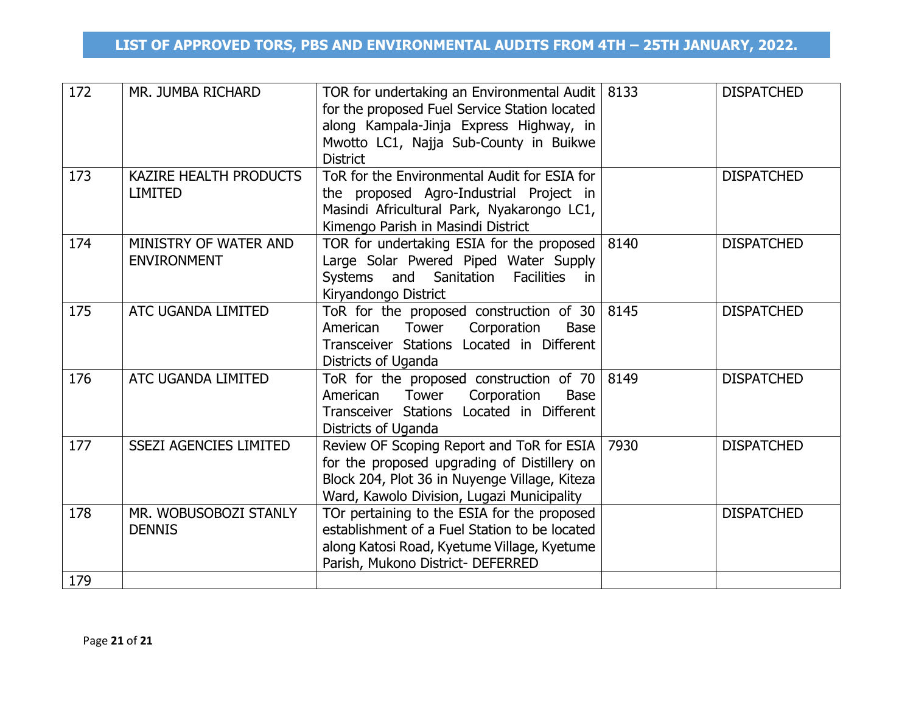# LIST OF APPROVED TORS, PBS AND ENVIRONMENTAL AUDITS FROM 4TH – 25TH JANUARY, 2022.

| | | | | |
|---|---|---|---|---|
| 172 | MR. JUMBA RICHARD | TOR for undertaking an Environmental Audit for the proposed Fuel Service Station located along Kampala-Jinja Express Highway, in Mwotto LC1, Najja Sub-County in Buikwe District | 8133 | DISPATCHED |
| 173 | KAZIRE HEALTH PRODUCTS LIMITED | ToR for the Environmental Audit for ESIA for the proposed Agro-Industrial Project in Masindi Africultural Park, Nyakarongo LC1, Kimengo Parish in Masindi District | | DISPATCHED |
| 174 | MINISTRY OF WATER AND ENVIRONMENT | TOR for undertaking ESIA for the proposed Large Solar Pwered Piped Water Supply Systems and Sanitation Facilities in Kiryandongo District | 8140 | DISPATCHED |
| 175 | ATC UGANDA LIMITED | ToR for the proposed construction of 30 American Tower Corporation Base Transceiver Stations Located in Different Districts of Uganda | 8145 | DISPATCHED |
| 176 | ATC UGANDA LIMITED | ToR for the proposed construction of 70 American Tower Corporation Base Transceiver Stations Located in Different Districts of Uganda | 8149 | DISPATCHED |
| 177 | SSEZI AGENCIES LIMITED | Review OF Scoping Report and ToR for ESIA for the proposed upgrading of Distillery on Block 204, Plot 36 in Nuyenge Village, Kiteza Ward, Kawolo Division, Lugazi Municipality | 7930 | DISPATCHED |
| 178 | MR. WOBUSOBOZI STANLY DENNIS | TOr pertaining to the ESIA for the proposed establishment of a Fuel Station to be located along Katosi Road, Kyetume Village, Kyetume Parish, Mukono District- DEFERRED | | DISPATCHED |
| 179 | | | | |